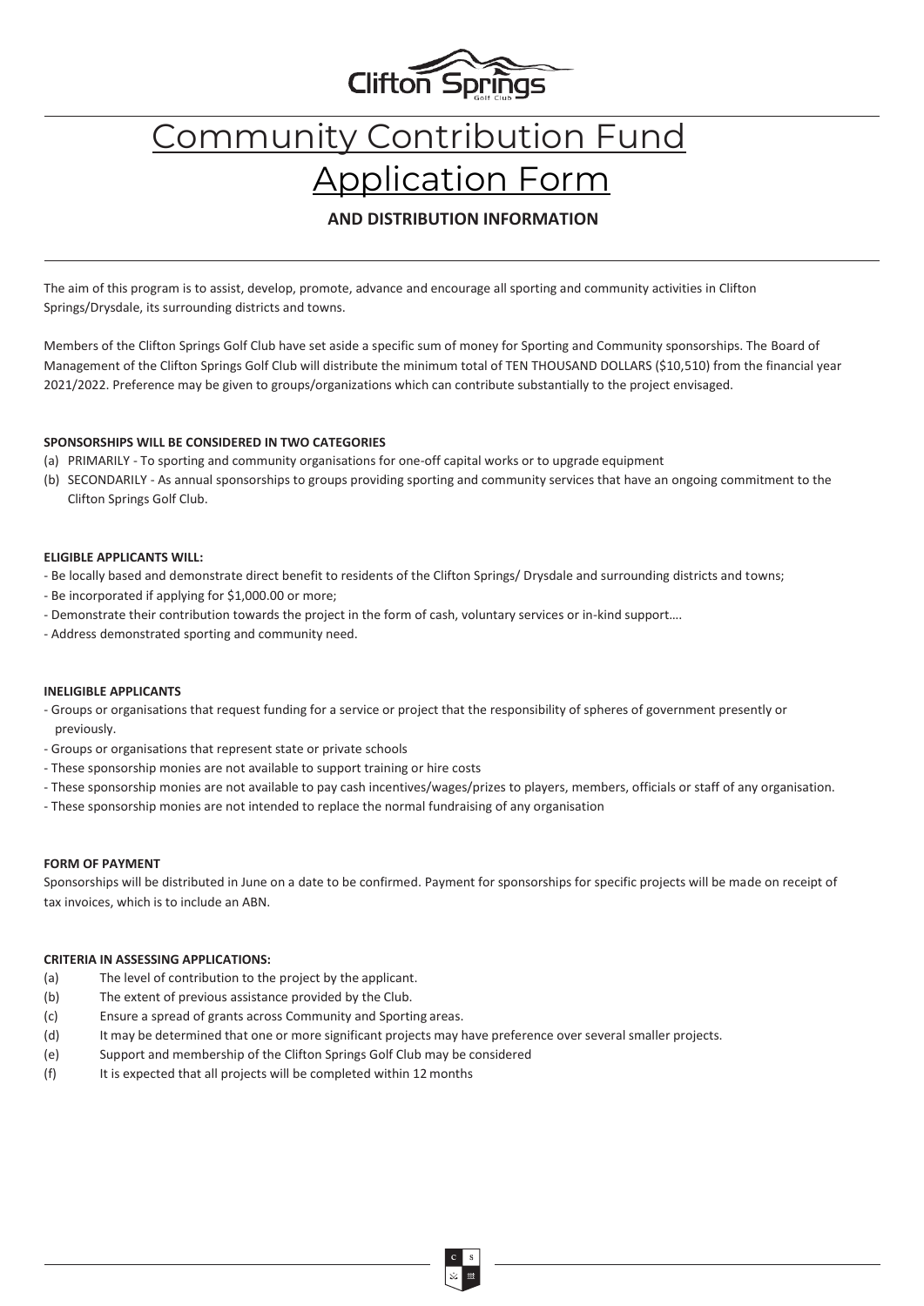Clifton Springs Golf Club

# Community Contribution Fund Application Form

**AND DISTRIBUTION INFORMATION**

The aim of this program is to assist, develop, promote, advance and encourage all sporting and community activities in Clifton Springs/Drysdale, its surrounding districts and towns.

Members of the Clifton Springs Golf Club have set aside a specific sum of money for Sporting and Community sponsorships. The Board of Management of the Clifton Springs Golf Club will distribute the minimum total of TEN THOUSAND DOLLARS ($10,510) from the financial year 2021/2022. Preference may be given to groups/organizations which can contribute substantially to the project envisaged.

**SPONSORSHIPS WILL BE CONSIDERED IN TWO CATEGORIES**

(a) PRIMARILY - To sporting and community organisations for one-off capital works or to upgrade equipment
(b) SECONDARILY - As annual sponsorships to groups providing sporting and community services that have an ongoing commitment to the Clifton Springs Golf Club.

**ELIGIBLE APPLICANTS WILL:**

- Be locally based and demonstrate direct benefit to residents of the Clifton Springs/ Drysdale and surrounding districts and towns;
- Be incorporated if applying for $1,000.00 or more;
- Demonstrate their contribution towards the project in the form of cash, voluntary services or in-kind support….
- Address demonstrated sporting and community need.

**INELIGIBLE APPLICANTS**

- Groups or organisations that request funding for a service or project that the responsibility of spheres of government presently or previously.
- Groups or organisations that represent state or private schools
- These sponsorship monies are not available to support training or hire costs
- These sponsorship monies are not available to pay cash incentives/wages/prizes to players, members, officials or staff of any organisation.
- These sponsorship monies are not intended to replace the normal fundraising of any organisation

**FORM OF PAYMENT**

Sponsorships will be distributed in June on a date to be confirmed. Payment for sponsorships for specific projects will be made on receipt of tax invoices, which is to include an ABN.

**CRITERIA IN ASSESSING APPLICATIONS:**

(a) The level of contribution to the project by the applicant.
(b) The extent of previous assistance provided by the Club.
(c) Ensure a spread of grants across Community and Sporting areas.
(d) It may be determined that one or more significant projects may have preference over several smaller projects.
(e) Support and membership of the Clifton Springs Golf Club may be considered
(f) It is expected that all projects will be completed within 12 months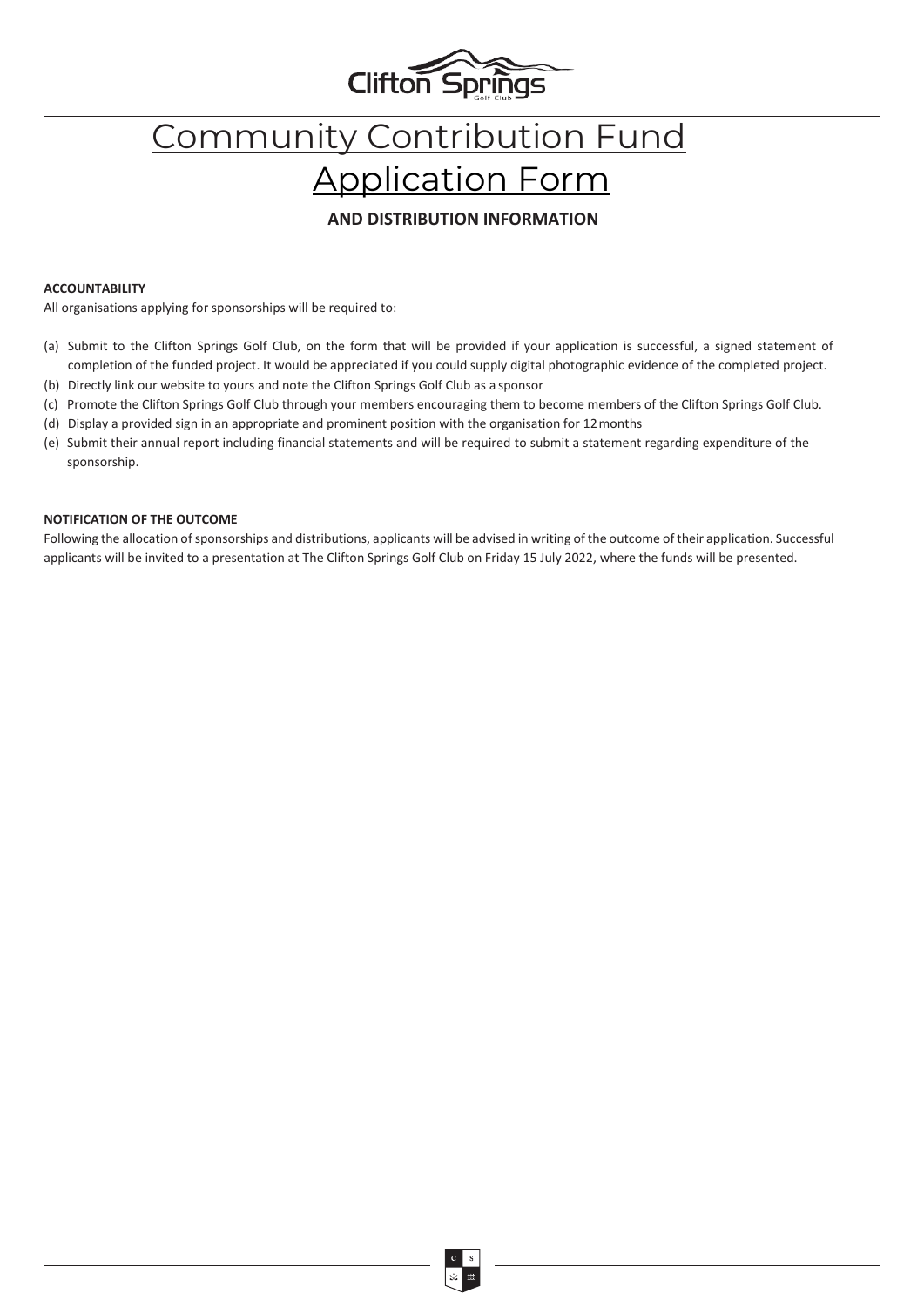# Community Contribution Fund Application Form

**AND DISTRIBUTION INFORMATION**

**ACCOUNTABILITY**

All organisations applying for sponsorships will be required to:

(a) Submit to the Clifton Springs Golf Club, on the form that will be provided if your application is successful, a signed statement of completion of the funded project. It would be appreciated if you could supply digital photographic evidence of the completed project.

(b) Directly link our website to yours and note the Clifton Springs Golf Club as a sponsor

(c) Promote the Clifton Springs Golf Club through your members encouraging them to become members of the Clifton Springs Golf Club.

(d) Display a provided sign in an appropriate and prominent position with the organisation for 12 months

(e) Submit their annual report including financial statements and will be required to submit a statement regarding expenditure of the sponsorship.

**NOTIFICATION OF THE OUTCOME**

Following the allocation of sponsorships and distributions, applicants will be advised in writing of the outcome of their application. Successful applicants will be invited to a presentation at The Clifton Springs Golf Club on Friday 15 July 2022, where the funds will be presented.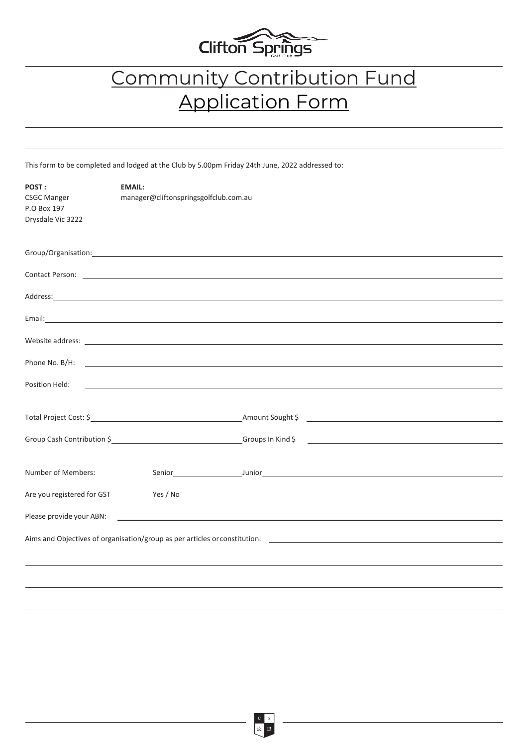# Community Contribution Fund Application Form

This form to be completed and lodged at the Club by 5.00pm Friday 24th June, 2022 addressed to:

**POST :**
CSGC Manger
P.O Box 197
Drysdale Vic 3222

**EMAIL:**
manager@cliftonspringsgolfclub.com.au

Group/Organisation: ______________________________

Contact Person: ______________________________

Address: ______________________________

Email: ______________________________

Website address: ______________________________

Phone No. B/H: ______________________________

Position Held: ______________________________

Total Project Cost: $ ______________ Amount Sought $ ______________

Group Cash Contribution $ ______________ Groups In Kind $ ______________

Number of Members: Senior ______________ Junior ______________

Are you registered for GST Yes / No

Please provide your ABN: ______________________________

Aims and Objectives of organisation/group as per articles or constitution: ______________________________

______________________________

______________________________

______________________________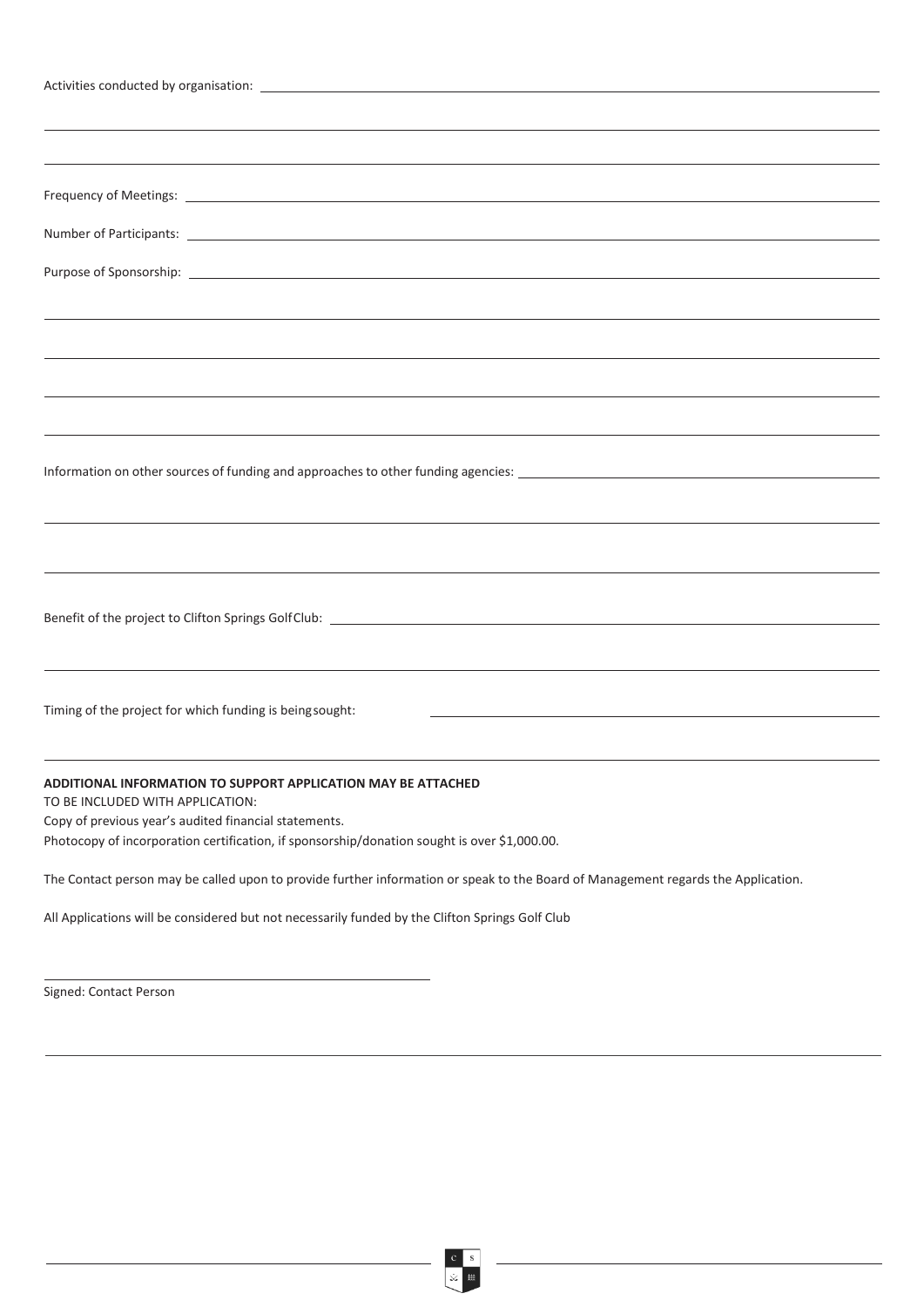Activities conducted by organisation: \_\_\_\_\_\_\_\_\_\_\_\_\_\_\_\_\_\_\_\_\_\_\_\_\_\_\_\_\_\_\_\_

Frequency of Meetings: \_\_\_\_\_\_\_\_\_\_\_\_\_\_\_\_\_\_\_\_\_\_\_\_\_\_\_\_\_\_\_\_

Number of Participants: \_\_\_\_\_\_\_\_\_\_\_\_\_\_\_\_\_\_\_\_\_\_\_\_\_\_\_\_\_\_\_\_

Purpose of Sponsorship: \_\_\_\_\_\_\_\_\_\_\_\_\_\_\_\_\_\_\_\_\_\_\_\_\_\_\_\_\_\_\_\_

Information on other sources of funding and approaches to other funding agencies: \_\_\_\_\_\_\_\_\_\_\_\_\_\_\_\_\_\_\_\_\_\_\_\_\_\_\_\_\_\_\_\_

Benefit of the project to Clifton Springs Golf Club: \_\_\_\_\_\_\_\_\_\_\_\_\_\_\_\_\_\_\_\_\_\_\_\_\_\_\_\_\_\_\_\_

Timing of the project for which funding is being sought: \_\_\_\_\_\_\_\_\_\_\_\_\_\_\_\_\_\_\_\_\_\_\_\_\_\_\_\_\_\_\_\_

**ADDITIONAL INFORMATION TO SUPPORT APPLICATION MAY BE ATTACHED**

TO BE INCLUDED WITH APPLICATION:

Copy of previous year's audited financial statements.

Photocopy of incorporation certification, if sponsorship/donation sought is over $1,000.00.

The Contact person may be called upon to provide further information or speak to the Board of Management regards the Application.

All Applications will be considered but not necessarily funded by the Clifton Springs Golf Club

\_\_\_\_\_\_\_\_\_\_\_\_\_\_\_\_\_\_\_\_\_\_\_\_\_\_\_\_\_\_\_\_

Signed: Contact Person